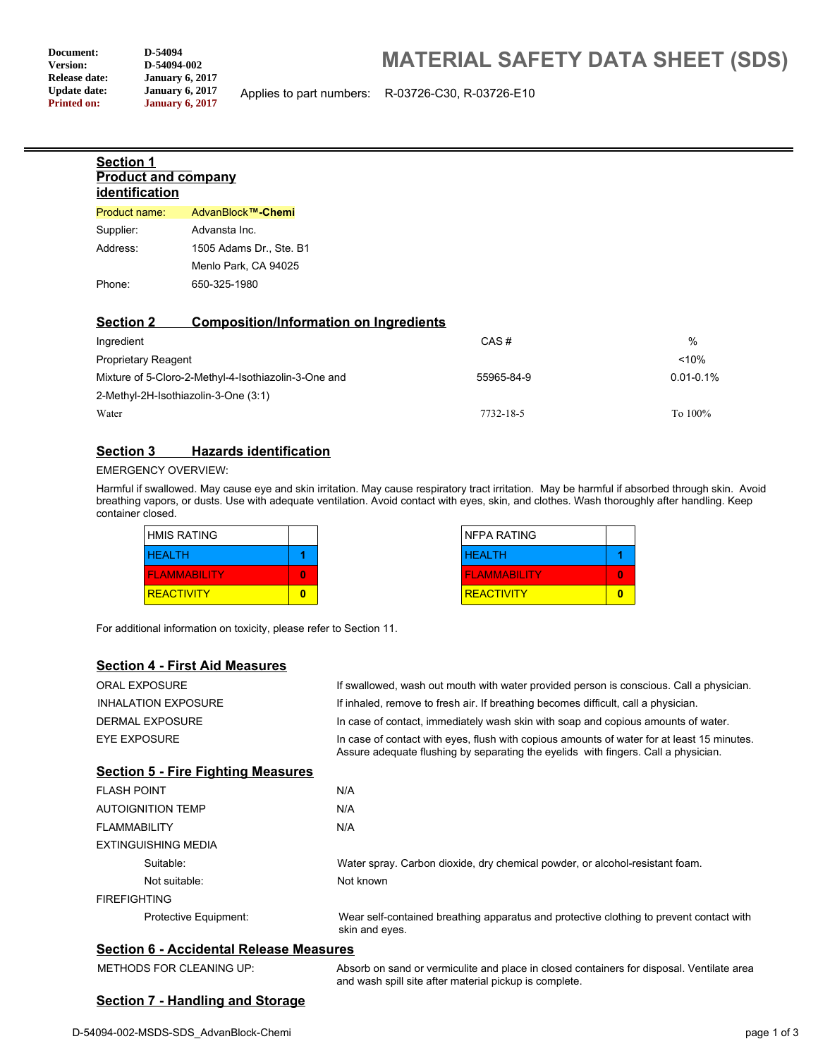| Document: | D-54094 |
|---|---|
| Version: | D-54094-002 |
| Release date: | January 6, 2017 |
| Update date: | January 6, 2017 |
| Printed on: | January 6, 2017 |

# MATERIAL SAFETY DATA SHEET (SDS)

Applies to part numbers: R-03726-C30, R-03726-E10

## Section 1 Product and company identification

| | |
|---|---|
| Product name: | AdvanBlock**™-Chemi** |
| Supplier: | Advansta Inc. |
| Address: | 1505 Adams Dr., Ste. B1 |
| | Menlo Park, CA 94025 |
| Phone: | 650-325-1980 |

## Section 2 Composition/Information on Ingredients

| Ingredient | CAS # | % |
|---|---|---|
| Proprietary Reagent | | <10% |
| Mixture of 5-Cloro-2-Methyl-4-Isothiazolin-3-One and 2-Methyl-2H-Isothiazolin-3-One (3:1) | 55965-84-9 | 0.01-0.1% |
| Water | 7732-18-5 | To 100% |

## Section 3 Hazards identification

EMERGENCY OVERVIEW:

Harmful if swallowed. May cause eye and skin irritation. May cause respiratory tract irritation. May be harmful if absorbed through skin. Avoid breathing vapors, or dusts. Use with adequate ventilation. Avoid contact with eyes, skin, and clothes. Wash thoroughly after handling. Keep container closed.

| HMIS RATING | |
|---|---|
| HEALTH | 1 |
| FLAMMABILITY | 0 |
| REACTIVITY | 0 |

| NFPA RATING | |
|---|---|
| HEALTH | 1 |
| FLAMMABILITY | 0 |
| REACTIVITY | 0 |

For additional information on toxicity, please refer to Section 11.

## Section 4 - First Aid Measures

| | |
|---|---|
| ORAL EXPOSURE | If swallowed, wash out mouth with water provided person is conscious. Call a physician. |
| INHALATION EXPOSURE | If inhaled, remove to fresh air. If breathing becomes difficult, call a physician. |
| DERMAL EXPOSURE | In case of contact, immediately wash skin with soap and copious amounts of water. |
| EYE EXPOSURE | In case of contact with eyes, flush with copious amounts of water for at least 15 minutes. Assure adequate flushing by separating the eyelids with fingers. Call a physician. |

## Section 5 - Fire Fighting Measures

| | |
|---|---|
| FLASH POINT | N/A |
| AUTOIGNITION TEMP | N/A |
| FLAMMABILITY | N/A |
| EXTINGUISHING MEDIA | |
| Suitable: | Water spray. Carbon dioxide, dry chemical powder, or alcohol-resistant foam. |
| Not suitable: | Not known |
| FIREFIGHTING | |
| Protective Equipment: | Wear self-contained breathing apparatus and protective clothing to prevent contact with skin and eyes. |

## Section 6 - Accidental Release Measures

| | |
|---|---|
| METHODS FOR CLEANING UP: | Absorb on sand or vermiculite and place in closed containers for disposal. Ventilate area and wash spill site after material pickup is complete. |

## Section 7 - Handling and Storage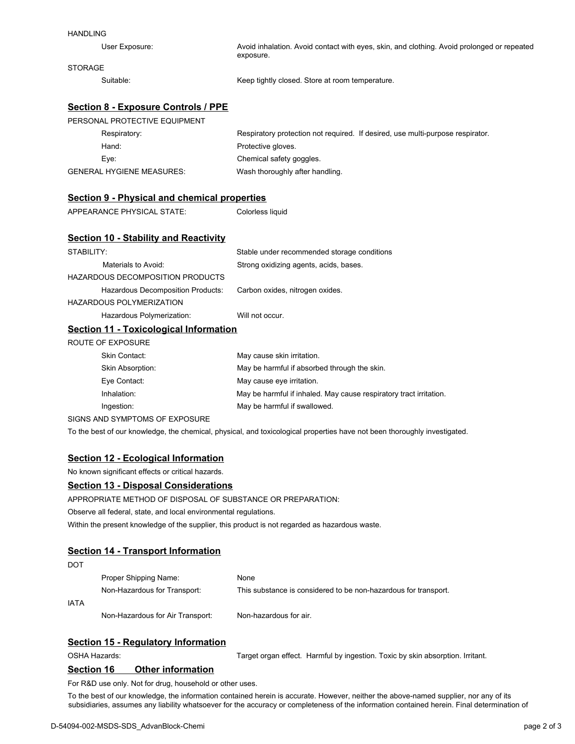HANDLING

| | |
|---|---|
| User Exposure: | Avoid inhalation. Avoid contact with eyes, skin, and clothing. Avoid prolonged or repeated exposure. |

STORAGE

| | |
|---|---|
| Suitable: | Keep tightly closed. Store at room temperature. |

## Section 8 - Exposure Controls / PPE

PERSONAL PROTECTIVE EQUIPMENT

| | |
|---|---|
| Respiratory: | Respiratory protection not required. If desired, use multi-purpose respirator. |
| Hand: | Protective gloves. |
| Eye: | Chemical safety goggles. |
| GENERAL HYGIENE MEASURES: | Wash thoroughly after handling. |

## Section 9 - Physical and chemical properties

| | |
|---|---|
| APPEARANCE PHYSICAL STATE: | Colorless liquid |

## Section 10 - Stability and Reactivity

| | |
|---|---|
| STABILITY: | Stable under recommended storage conditions |
| Materials to Avoid: | Strong oxidizing agents, acids, bases. |

HAZARDOUS DECOMPOSITION PRODUCTS

| | |
|---|---|
| Hazardous Decomposition Products: | Carbon oxides, nitrogen oxides. |

HAZARDOUS POLYMERIZATION

| | |
|---|---|
| Hazardous Polymerization: | Will not occur. |

## Section 11 - Toxicological Information

ROUTE OF EXPOSURE

| | |
|---|---|
| Skin Contact: | May cause skin irritation. |
| Skin Absorption: | May be harmful if absorbed through the skin. |
| Eye Contact: | May cause eye irritation. |
| Inhalation: | May be harmful if inhaled. May cause respiratory tract irritation. |
| Ingestion: | May be harmful if swallowed. |

SIGNS AND SYMPTOMS OF EXPOSURE

To the best of our knowledge, the chemical, physical, and toxicological properties have not been thoroughly investigated.

## Section 12 - Ecological Information

No known significant effects or critical hazards.

## Section 13 - Disposal Considerations

APPROPRIATE METHOD OF DISPOSAL OF SUBSTANCE OR PREPARATION:

Observe all federal, state, and local environmental regulations.

Within the present knowledge of the supplier, this product is not regarded as hazardous waste.

## Section 14 - Transport Information

DOT

| | |
|---|---|
| Proper Shipping Name: | None |
| Non-Hazardous for Transport: | This substance is considered to be non-hazardous for transport. |

IATA

| | |
|---|---|
| Non-Hazardous for Air Transport: | Non-hazardous for air. |

## Section 15 - Regulatory Information

| | |
|---|---|
| OSHA Hazards: | Target organ effect. Harmful by ingestion. Toxic by skin absorption. Irritant. |

## Section 16 Other information

For R&D use only. Not for drug, household or other uses.

To the best of our knowledge, the information contained herein is accurate. However, neither the above-named supplier, nor any of its subsidiaries, assumes any liability whatsoever for the accuracy or completeness of the information contained herein. Final determination of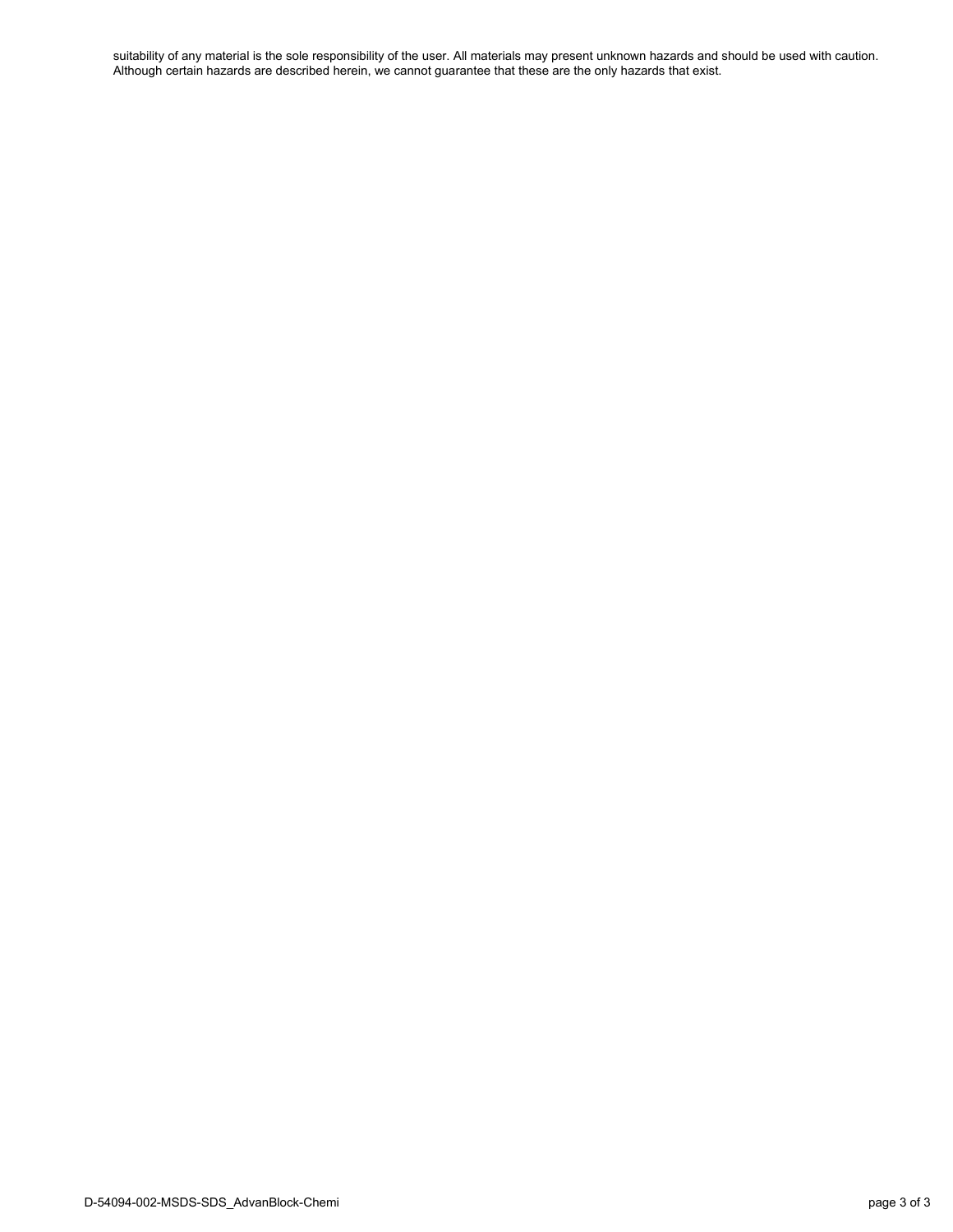suitability of any material is the sole responsibility of the user. All materials may present unknown hazards and should be used with caution. Although certain hazards are described herein, we cannot guarantee that these are the only hazards that exist.